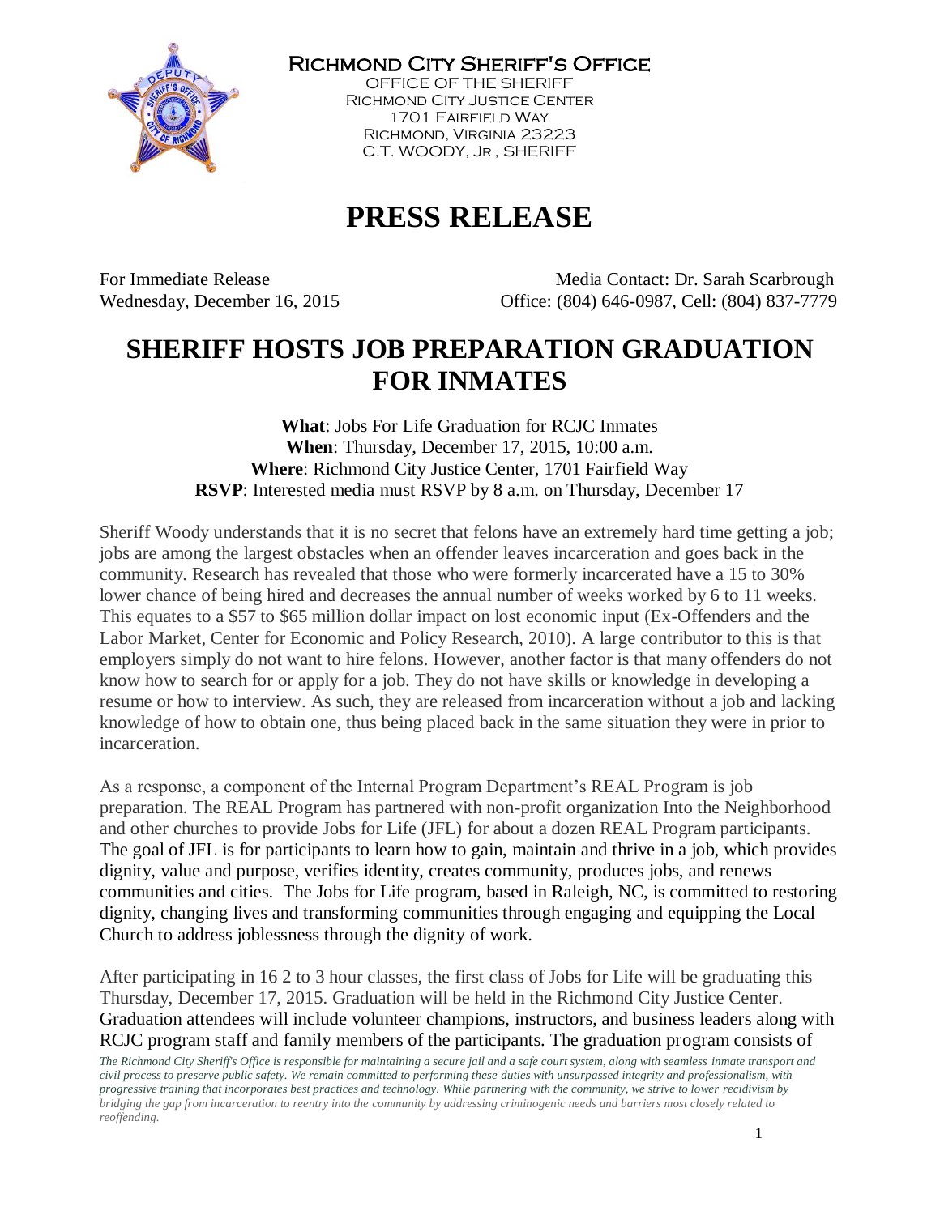**Richmond City Sheriff's Office**
OFFICE OF THE SHERIFF
Richmond City Justice Center
1701 Fairfield Way
Richmond, Virginia 23223
C.T. WOODY, Jr., SHERIFF

# PRESS RELEASE

For Immediate Release
Wednesday, December 16, 2015

Media Contact: Dr. Sarah Scarbrough
Office: (804) 646-0987, Cell: (804) 837-7779

## SHERIFF HOSTS JOB PREPARATION GRADUATION FOR INMATES

**What**: Jobs For Life Graduation for RCJC Inmates
**When**: Thursday, December 17, 2015, 10:00 a.m.
**Where**: Richmond City Justice Center, 1701 Fairfield Way
**RSVP**: Interested media must RSVP by 8 a.m. on Thursday, December 17

Sheriff Woody understands that it is no secret that felons have an extremely hard time getting a job; jobs are among the largest obstacles when an offender leaves incarceration and goes back in the community. Research has revealed that those who were formerly incarcerated have a 15 to 30% lower chance of being hired and decreases the annual number of weeks worked by 6 to 11 weeks. This equates to a $57 to $65 million dollar impact on lost economic input (Ex-Offenders and the Labor Market, Center for Economic and Policy Research, 2010). A large contributor to this is that employers simply do not want to hire felons. However, another factor is that many offenders do not know how to search for or apply for a job. They do not have skills or knowledge in developing a resume or how to interview. As such, they are released from incarceration without a job and lacking knowledge of how to obtain one, thus being placed back in the same situation they were in prior to incarceration.

As a response, a component of the Internal Program Department's REAL Program is job preparation. The REAL Program has partnered with non-profit organization Into the Neighborhood and other churches to provide Jobs for Life (JFL) for about a dozen REAL Program participants. The goal of JFL is for participants to learn how to gain, maintain and thrive in a job, which provides dignity, value and purpose, verifies identity, creates community, produces jobs, and renews communities and cities. The Jobs for Life program, based in Raleigh, NC, is committed to restoring dignity, changing lives and transforming communities through engaging and equipping the Local Church to address joblessness through the dignity of work.

After participating in 16 2 to 3 hour classes, the first class of Jobs for Life will be graduating this Thursday, December 17, 2015. Graduation will be held in the Richmond City Justice Center. Graduation attendees will include volunteer champions, instructors, and business leaders along with RCJC program staff and family members of the participants. The graduation program consists of

*The Richmond City Sheriff's Office is responsible for maintaining a secure jail and a safe court system, along with seamless inmate transport and civil process to preserve public safety. We remain committed to performing these duties with unsurpassed integrity and professionalism, with progressive training that incorporates best practices and technology. While partnering with the community, we strive to lower recidivism by bridging the gap from incarceration to reentry into the community by addressing criminogenic needs and barriers most closely related to reoffending.*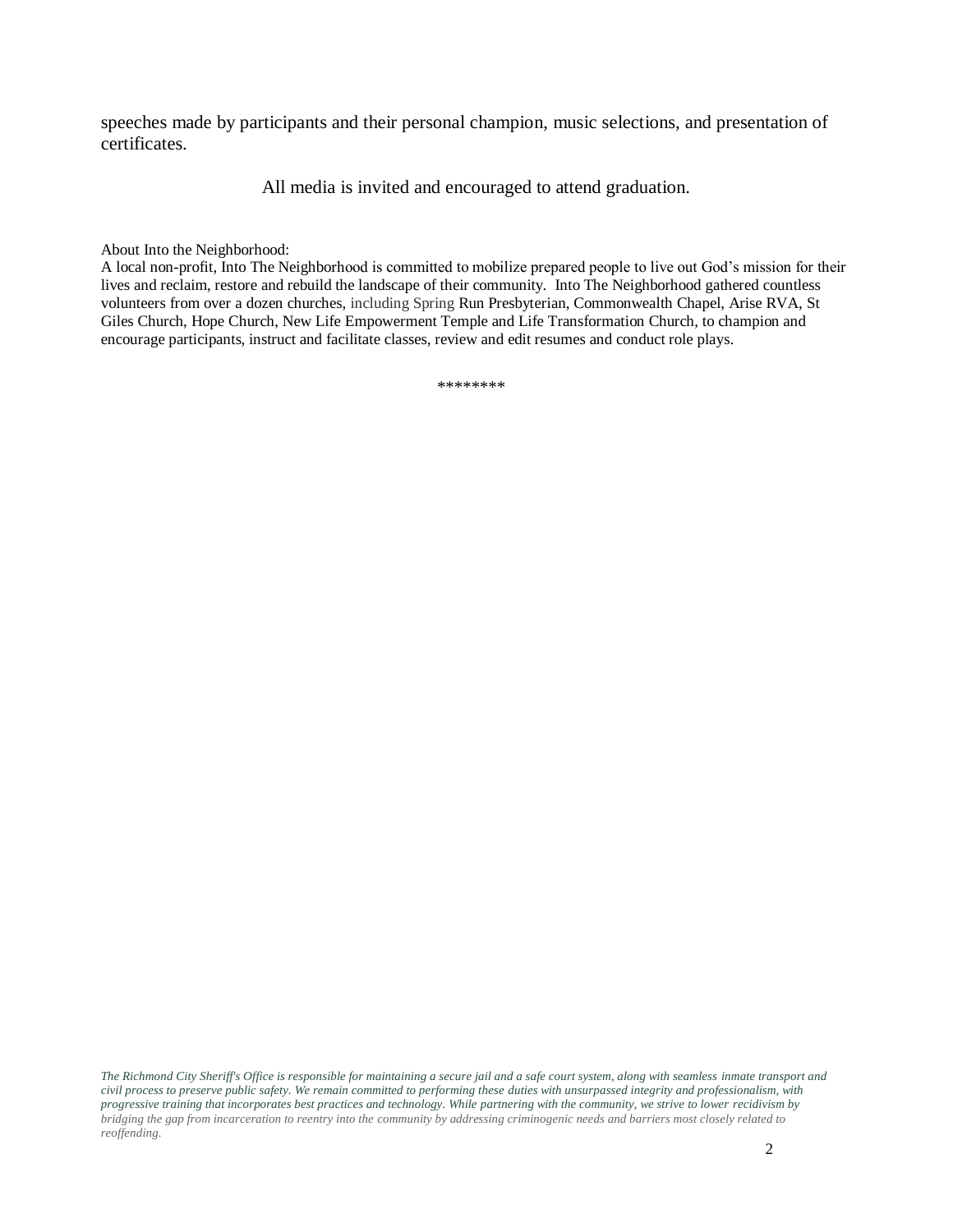speeches made by participants and their personal champion, music selections, and presentation of certificates.

All media is invited and encouraged to attend graduation.

About Into the Neighborhood:
A local non-profit, Into The Neighborhood is committed to mobilize prepared people to live out God's mission for their lives and reclaim, restore and rebuild the landscape of their community. Into The Neighborhood gathered countless volunteers from over a dozen churches, including Spring Run Presbyterian, Commonwealth Chapel, Arise RVA, St Giles Church, Hope Church, New Life Empowerment Temple and Life Transformation Church, to champion and encourage participants, instruct and facilitate classes, review and edit resumes and conduct role plays.

********

*The Richmond City Sheriff's Office is responsible for maintaining a secure jail and a safe court system, along with seamless inmate transport and civil process to preserve public safety. We remain committed to performing these duties with unsurpassed integrity and professionalism, with progressive training that incorporates best practices and technology. While partnering with the community, we strive to lower recidivism by bridging the gap from incarceration to reentry into the community by addressing criminogenic needs and barriers most closely related to reoffending.*